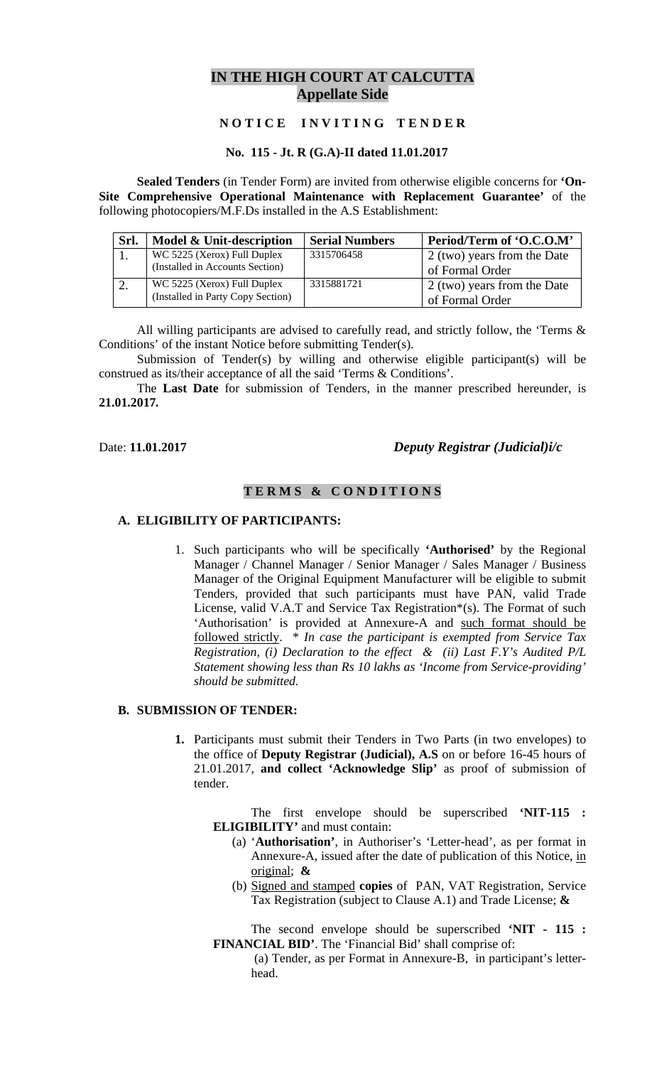# IN THE HIGH COURT AT CALCUTTA
## Appellate Side

### N O T I C E   I N V I T I N G   T E N D E R

**No. 115 - Jt. R (G.A)-II dated 11.01.2017**

**Sealed Tenders** (in Tender Form) are invited from otherwise eligible concerns for **'On-Site Comprehensive Operational Maintenance with Replacement Guarantee'** of the following photocopiers/M.F.Ds installed in the A.S Establishment:

| Srl. | Model & Unit-description | Serial Numbers | Period/Term of 'O.C.O.M' |
|---|---|---|---|
| 1. | WC 5225 (Xerox) Full Duplex (Installed in Accounts Section) | 3315706458 | 2 (two) years from the Date of Formal Order |
| 2. | WC 5225 (Xerox) Full Duplex (Installed in Party Copy Section) | 3315881721 | 2 (two) years from the Date of Formal Order |

All willing participants are advised to carefully read, and strictly follow, the 'Terms & Conditions' of the instant Notice before submitting Tender(s).

Submission of Tender(s) by willing and otherwise eligible participant(s) will be construed as its/their acceptance of all the said 'Terms & Conditions'.

The **Last Date** for submission of Tenders, in the manner prescribed hereunder, is **21.01.2017.**

Date: **11.01.2017**

***Deputy Registrar (Judicial)i/c***

### T E R M S & C O N D I T I O N S

#### A. ELIGIBILITY OF PARTICIPANTS:

1. Such participants who will be specifically **'Authorised'** by the Regional Manager / Channel Manager / Senior Manager / Sales Manager / Business Manager of the Original Equipment Manufacturer will be eligible to submit Tenders, provided that such participants must have PAN, valid Trade License, valid V.A.T and Service Tax Registration*(s). The Format of such 'Authorisation' is provided at Annexure-A and <u>such format should be followed strictly</u>. * *In case the participant is exempted from Service Tax Registration, (i) Declaration to the effect & (ii) Last F.Y's Audited P/L Statement showing less than Rs 10 lakhs as 'Income from Service-providing' should be submitted.*

#### B. SUBMISSION OF TENDER:

1. Participants must submit their Tenders in Two Parts (in two envelopes) to the office of **Deputy Registrar (Judicial), A.S** on or before 16-45 hours of 21.01.2017, **and collect 'Acknowledge Slip'** as proof of submission of tender.

   The first envelope should be superscribed **'NIT-115 : ELIGIBILITY'** and must contain:

   (a) '**Authorisation'**, in Authoriser's 'Letter-head', as per format in Annexure-A, issued after the date of publication of this Notice, <u>in original</u>; **&**

   (b) <u>Signed and stamped</u> **copies** of PAN, VAT Registration, Service Tax Registration (subject to Clause A.1) and Trade License; **&**

   The second envelope should be superscribed **'NIT - 115 : FINANCIAL BID'**. The 'Financial Bid' shall comprise of:

   (a) Tender, as per Format in Annexure-B, in participant's letter-head.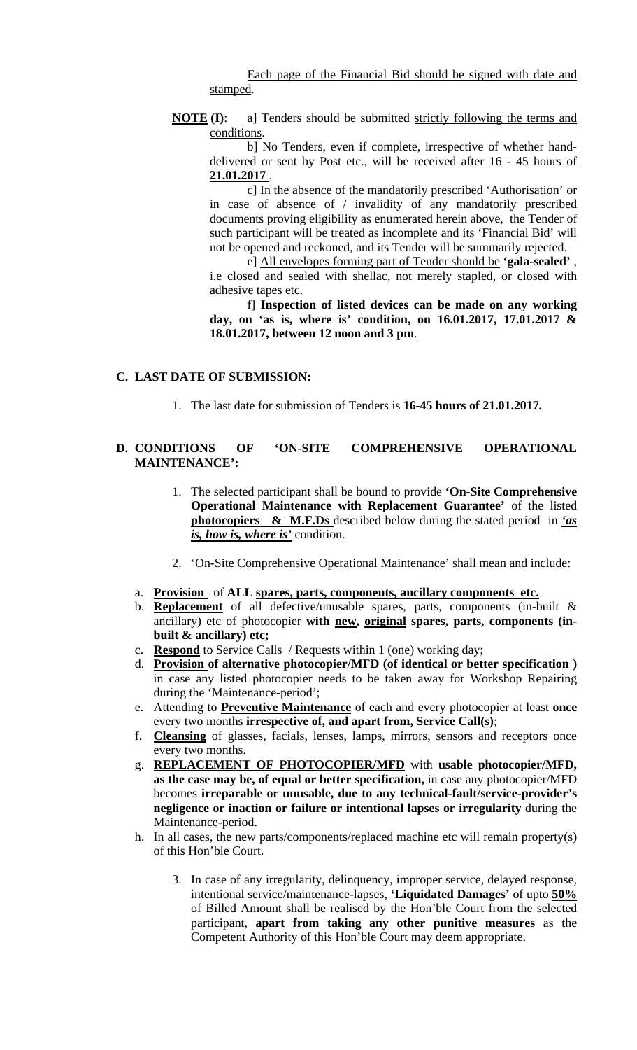Each page of the Financial Bid should be signed with date and stamped.

**NOTE (I)**: a] Tenders should be submitted strictly following the terms and conditions.

b] No Tenders, even if complete, irrespective of whether hand-delivered or sent by Post etc., will be received after 16 - 45 hours of **21.01.2017**.

c] In the absence of the mandatorily prescribed 'Authorisation' or in case of absence of / invalidity of any mandatorily prescribed documents proving eligibility as enumerated herein above, the Tender of such participant will be treated as incomplete and its 'Financial Bid' will not be opened and reckoned, and its Tender will be summarily rejected.

e] All envelopes forming part of Tender should be **'gala-sealed'**, i.e closed and sealed with shellac, not merely stapled, or closed with adhesive tapes etc.

f] **Inspection of listed devices can be made on any working day, on 'as is, where is' condition, on 16.01.2017, 17.01.2017 & 18.01.2017, between 12 noon and 3 pm**.

## C. LAST DATE OF SUBMISSION:

1. The last date for submission of Tenders is **16-45 hours of 21.01.2017.**

## D. CONDITIONS OF 'ON-SITE COMPREHENSIVE OPERATIONAL MAINTENANCE':

1. The selected participant shall be bound to provide **'On-Site Comprehensive Operational Maintenance with Replacement Guarantee'** of the listed **photocopiers & M.F.Ds** described below during the stated period in ***'as is, how is, where is'*** condition.

2. 'On-Site Comprehensive Operational Maintenance' shall mean and include:

a. **Provision** of **ALL spares, parts, components, ancillary components etc.**

b. **Replacement** of all defective/unusable spares, parts, components (in-built & ancillary) etc of photocopier **with new, original spares, parts, components (in-built & ancillary) etc;**

c. **Respond** to Service Calls / Requests within 1 (one) working day;

d. **Provision of alternative photocopier/MFD (of identical or better specification )** in case any listed photocopier needs to be taken away for Workshop Repairing during the 'Maintenance-period';

e. Attending to **Preventive Maintenance** of each and every photocopier at least **once** every two months **irrespective of, and apart from, Service Call(s)**;

f. **Cleansing** of glasses, facials, lenses, lamps, mirrors, sensors and receptors once every two months.

g. **REPLACEMENT OF PHOTOCOPIER/MFD** with **usable photocopier/MFD, as the case may be, of equal or better specification,** in case any photocopier/MFD becomes **irreparable or unusable, due to any technical-fault/service-provider's negligence or inaction or failure or intentional lapses or irregularity** during the Maintenance-period.

h. In all cases, the new parts/components/replaced machine etc will remain property(s) of this Hon'ble Court.

3. In case of any irregularity, delinquency, improper service, delayed response, intentional service/maintenance-lapses, **'Liquidated Damages'** of upto **50%** of Billed Amount shall be realised by the Hon'ble Court from the selected participant, **apart from taking any other punitive measures** as the Competent Authority of this Hon'ble Court may deem appropriate.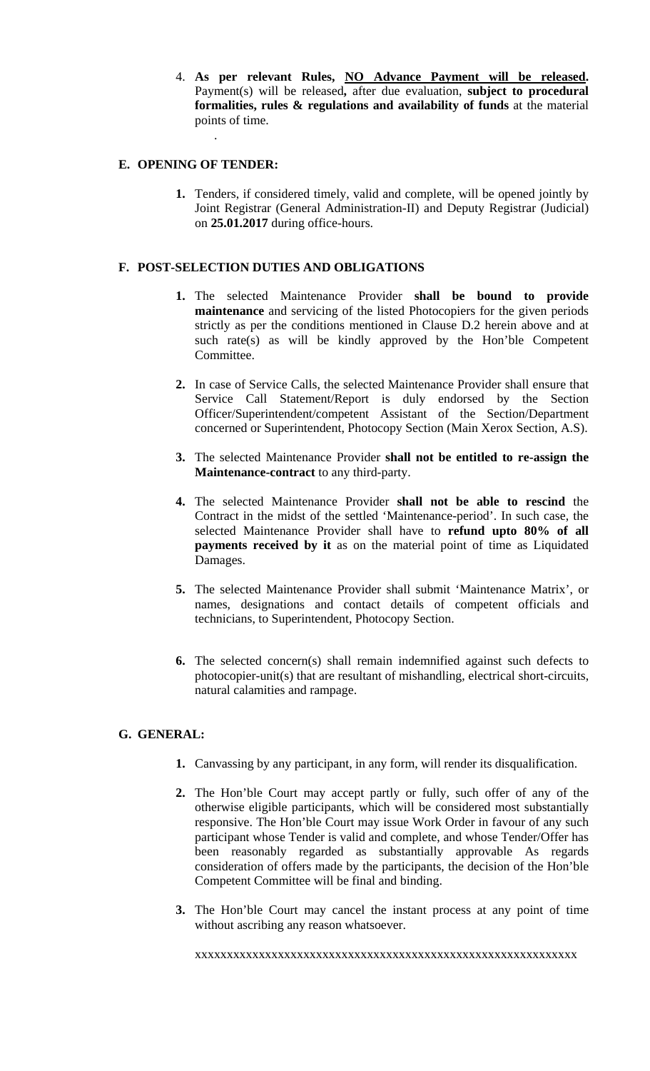4. **As per relevant Rules, <u>NO Advance Payment will be released</u>.** Payment(s) will be released**,** after due evaluation, **subject to procedural formalities, rules & regulations and availability of funds** at the material points of time.

.

## E. OPENING OF TENDER:

1. Tenders, if considered timely, valid and complete, will be opened jointly by Joint Registrar (General Administration-II) and Deputy Registrar (Judicial) on **25.01.2017** during office-hours.

## F. POST-SELECTION DUTIES AND OBLIGATIONS

1. The selected Maintenance Provider **shall be bound to provide maintenance** and servicing of the listed Photocopiers for the given periods strictly as per the conditions mentioned in Clause D.2 herein above and at such rate(s) as will be kindly approved by the Hon'ble Competent Committee.

2. In case of Service Calls, the selected Maintenance Provider shall ensure that Service Call Statement/Report is duly endorsed by the Section Officer/Superintendent/competent Assistant of the Section/Department concerned or Superintendent, Photocopy Section (Main Xerox Section, A.S).

3. The selected Maintenance Provider **shall not be entitled to re-assign the Maintenance-contract** to any third-party.

4. The selected Maintenance Provider **shall not be able to rescind** the Contract in the midst of the settled 'Maintenance-period'. In such case, the selected Maintenance Provider shall have to **refund upto 80% of all payments received by it** as on the material point of time as Liquidated Damages.

5. The selected Maintenance Provider shall submit 'Maintenance Matrix', or names, designations and contact details of competent officials and technicians, to Superintendent, Photocopy Section.

6. The selected concern(s) shall remain indemnified against such defects to photocopier-unit(s) that are resultant of mishandling, electrical short-circuits, natural calamities and rampage.

## G. GENERAL:

1. Canvassing by any participant, in any form, will render its disqualification.

2. The Hon'ble Court may accept partly or fully, such offer of any of the otherwise eligible participants, which will be considered most substantially responsive. The Hon'ble Court may issue Work Order in favour of any such participant whose Tender is valid and complete, and whose Tender/Offer has been reasonably regarded as substantially approvable As regards consideration of offers made by the participants, the decision of the Hon'ble Competent Committee will be final and binding.

3. The Hon'ble Court may cancel the instant process at any point of time without ascribing any reason whatsoever.

xxxxxxxxxxxxxxxxxxxxxxxxxxxxxxxxxxxxxxxxxxxxxxxxxxxxxxxxxxxxxx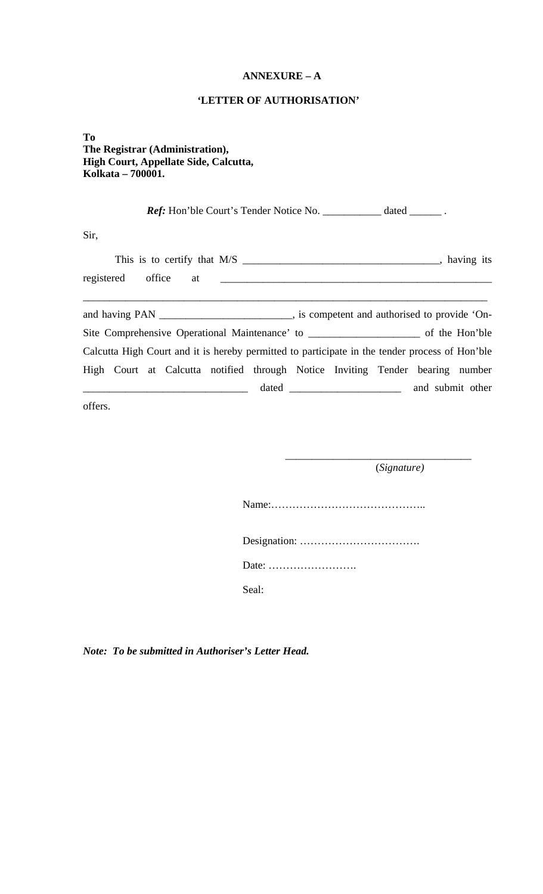**ANNEXURE – A**

**'LETTER OF AUTHORISATION'**

**To**
**The Registrar (Administration),**
**High Court, Appellate Side, Calcutta,**
**Kolkata – 700001.**

***Ref:*** Hon'ble Court's Tender Notice No. ___________ dated ______ .

Sir,

This is to certify that M/S ____________________________________, having its registered office at ____________________________________________________ ______________________________________________________________________________ and having PAN _________________________, is competent and authorised to provide 'On-Site Comprehensive Operational Maintenance' to ____________________ of the Hon'ble Calcutta High Court and it is hereby permitted to participate in the tender process of Hon'ble High Court at Calcutta notified through Notice Inviting Tender bearing number ______________________________ dated ____________________ and submit other offers.

___________________________________
(*Signature)*

Name:……………………………………..

Designation: …………………………….

Date: …………………….

Seal:

***Note: To be submitted in Authoriser's Letter Head.***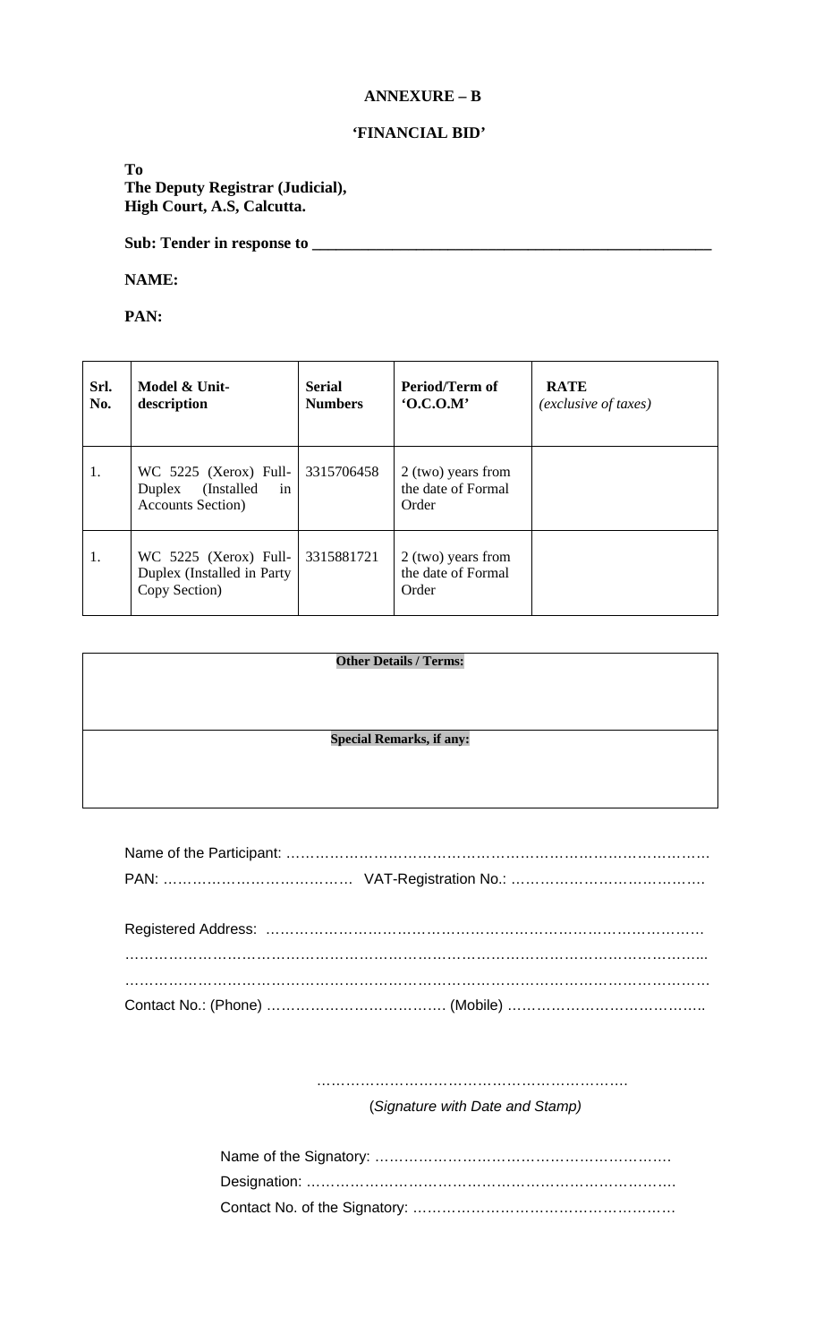**ANNEXURE – B**

**'FINANCIAL BID'**

**To**
**The Deputy Registrar (Judicial),**
**High Court, A.S, Calcutta.**

**Sub: Tender in response to \_\_\_\_\_\_\_\_\_\_\_\_\_\_\_\_\_\_\_\_\_\_\_\_\_\_\_\_\_\_\_\_\_\_\_\_\_\_\_\_\_\_\_\_\_\_\_\_\_\_\_\_**

**NAME:**

**PAN:**

| **Srl. No.** | **Model & Unit-description** | **Serial Numbers** | **Period/Term of 'O.C.O.M'** | **RATE** *(exclusive of taxes)* |
|---|---|---|---|---|
| 1. | WC 5225 (Xerox) Full-Duplex (Installed in Accounts Section) | 3315706458 | 2 (two) years from the date of Formal Order | |
| 1. | WC 5225 (Xerox) Full-Duplex (Installed in Party Copy Section) | 3315881721 | 2 (two) years from the date of Formal Order | |

| **Other Details / Terms:** |
|---|
| |
| **Special Remarks, if any:** |
| |

Name of the Participant: ……………………………………………………………………………

PAN: …………………………………  VAT-Registration No.: …………………………………

Registered Address: ……………………………………………………………………………
…………………………………………………………………………………………………...
……………………………………………………………………………………………………
Contact No.: (Phone) ……………………………… (Mobile) …………………………………..

………………………………………………………

(*Signature with Date and Stamp)*

Name of the Signatory: ……………………………………………………

Designation: ……………………………………………………………………

Contact No. of the Signatory: ………………………………………………